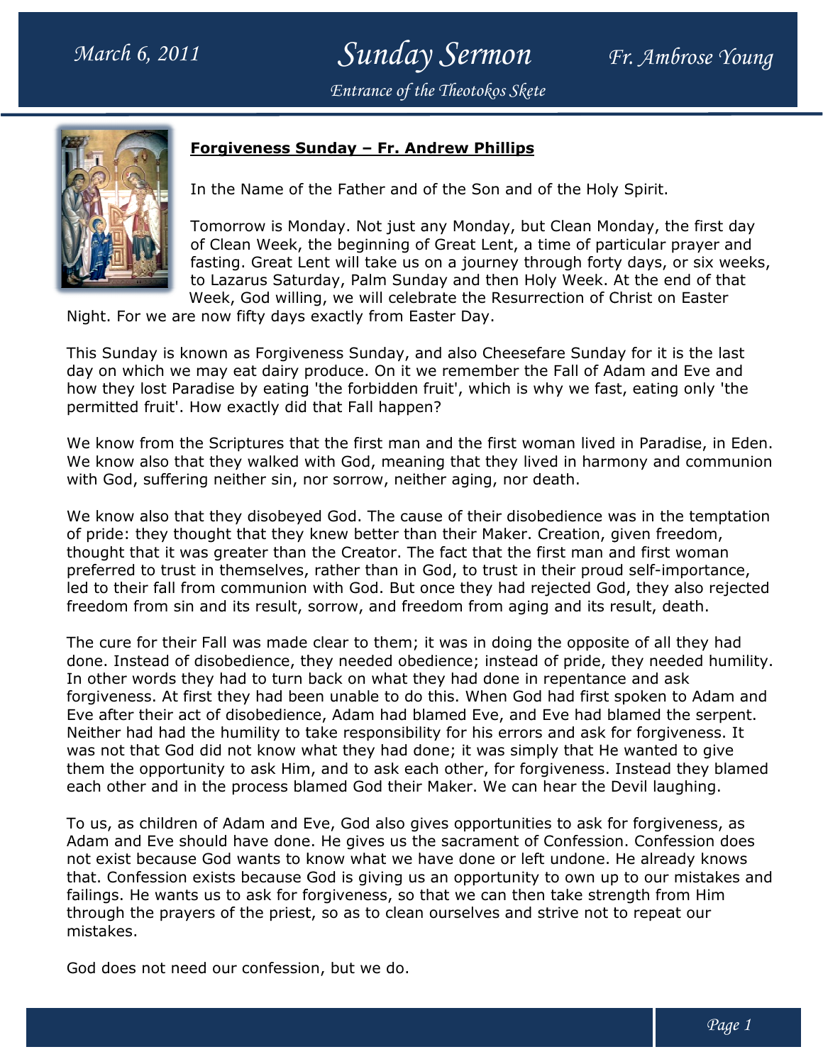# Sunday Sermon

March 6, 2011 — Fr. Ambrose Young

*Entrance of the Theotokos Skete*

## Forgiveness Sunday – Fr. Andrew Phillips

In the Name of the Father and of the Son and of the Holy Spirit.

Tomorrow is Monday. Not just any Monday, but Clean Monday, the first day of Clean Week, the beginning of Great Lent, a time of particular prayer and fasting. Great Lent will take us on a journey through forty days, or six weeks, to Lazarus Saturday, Palm Sunday and then Holy Week. At the end of that Week, God willing, we will celebrate the Resurrection of Christ on Easter Night. For we are now fifty days exactly from Easter Day.

This Sunday is known as Forgiveness Sunday, and also Cheesefare Sunday for it is the last day on which we may eat dairy produce. On it we remember the Fall of Adam and Eve and how they lost Paradise by eating 'the forbidden fruit', which is why we fast, eating only 'the permitted fruit'. How exactly did that Fall happen?

We know from the Scriptures that the first man and the first woman lived in Paradise, in Eden. We know also that they walked with God, meaning that they lived in harmony and communion with God, suffering neither sin, nor sorrow, neither aging, nor death.

We know also that they disobeyed God. The cause of their disobedience was in the temptation of pride: they thought that they knew better than their Maker. Creation, given freedom, thought that it was greater than the Creator. The fact that the first man and first woman preferred to trust in themselves, rather than in God, to trust in their proud self-importance, led to their fall from communion with God. But once they had rejected God, they also rejected freedom from sin and its result, sorrow, and freedom from aging and its result, death.

The cure for their Fall was made clear to them; it was in doing the opposite of all they had done. Instead of disobedience, they needed obedience; instead of pride, they needed humility. In other words they had to turn back on what they had done in repentance and ask forgiveness. At first they had been unable to do this. When God had first spoken to Adam and Eve after their act of disobedience, Adam had blamed Eve, and Eve had blamed the serpent. Neither had had the humility to take responsibility for his errors and ask for forgiveness. It was not that God did not know what they had done; it was simply that He wanted to give them the opportunity to ask Him, and to ask each other, for forgiveness. Instead they blamed each other and in the process blamed God their Maker. We can hear the Devil laughing.

To us, as children of Adam and Eve, God also gives opportunities to ask for forgiveness, as Adam and Eve should have done. He gives us the sacrament of Confession. Confession does not exist because God wants to know what we have done or left undone. He already knows that. Confession exists because God is giving us an opportunity to own up to our mistakes and failings. He wants us to ask for forgiveness, so that we can then take strength from Him through the prayers of the priest, so as to clean ourselves and strive not to repeat our mistakes.

God does not need our confession, but we do.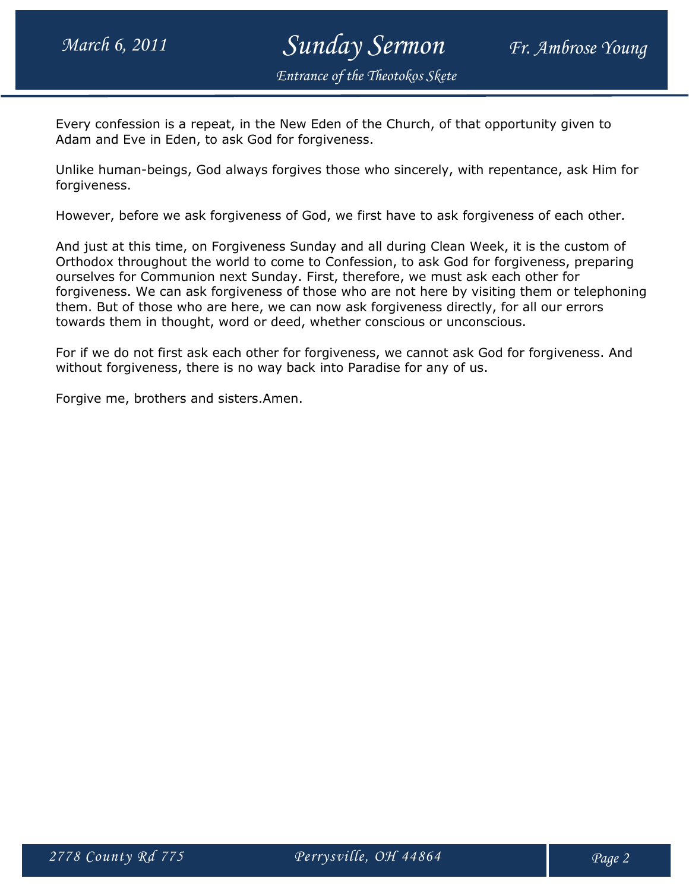Every confession is a repeat, in the New Eden of the Church, of that opportunity given to Adam and Eve in Eden, to ask God for forgiveness.

Unlike human-beings, God always forgives those who sincerely, with repentance, ask Him for forgiveness.

However, before we ask forgiveness of God, we first have to ask forgiveness of each other.

And just at this time, on Forgiveness Sunday and all during Clean Week, it is the custom of Orthodox throughout the world to come to Confession, to ask God for forgiveness, preparing ourselves for Communion next Sunday. First, therefore, we must ask each other for forgiveness. We can ask forgiveness of those who are not here by visiting them or telephoning them. But of those who are here, we can now ask forgiveness directly, for all our errors towards them in thought, word or deed, whether conscious or unconscious.

For if we do not first ask each other for forgiveness, we cannot ask God for forgiveness. And without forgiveness, there is no way back into Paradise for any of us.

Forgive me, brothers and sisters.Amen.